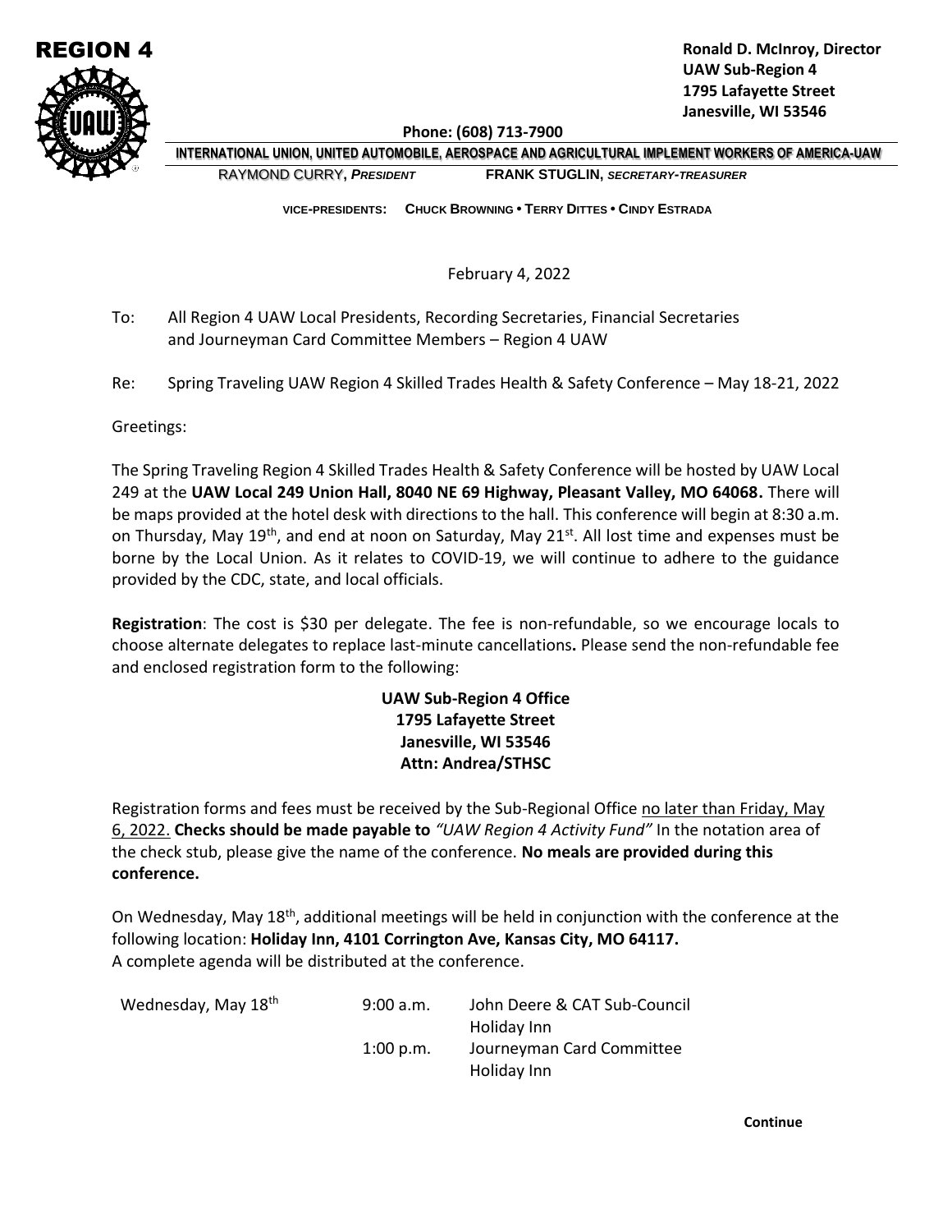**REGION 4**

**Ronald D. McInroy, Director**
**UAW Sub-Region 4**
**1795 Lafayette Street**
**Janesville, WI 53546**

**Phone: (608) 713-7900**

**INTERNATIONAL UNION, UNITED AUTOMOBILE, AEROSPACE AND AGRICULTURAL IMPLEMENT WORKERS OF AMERICA-UAW**

RAYMOND CURRY, ***PRESIDENT*** **FRANK STUGLIN, *SECRETARY-TREASURER***

**VICE-PRESIDENTS: CHUCK BROWNING • TERRY DITTES • CINDY ESTRADA**

February 4, 2022

To: All Region 4 UAW Local Presidents, Recording Secretaries, Financial Secretaries and Journeyman Card Committee Members – Region 4 UAW

Re: Spring Traveling UAW Region 4 Skilled Trades Health & Safety Conference – May 18-21, 2022

Greetings:

The Spring Traveling Region 4 Skilled Trades Health & Safety Conference will be hosted by UAW Local 249 at the **UAW Local 249 Union Hall, 8040 NE 69 Highway, Pleasant Valley, MO 64068.** There will be maps provided at the hotel desk with directions to the hall. This conference will begin at 8:30 a.m. on Thursday, May 19th, and end at noon on Saturday, May 21st. All lost time and expenses must be borne by the Local Union. As it relates to COVID-19, we will continue to adhere to the guidance provided by the CDC, state, and local officials.

**Registration**: The cost is $30 per delegate. The fee is non-refundable, so we encourage locals to choose alternate delegates to replace last-minute cancellations**.** Please send the non-refundable fee and enclosed registration form to the following:

**UAW Sub-Region 4 Office**
**1795 Lafayette Street**
**Janesville, WI 53546**
**Attn: Andrea/STHSC**

Registration forms and fees must be received by the Sub-Regional Office no later than Friday, May 6, 2022. **Checks should be made payable to** *"UAW Region 4 Activity Fund"* In the notation area of the check stub, please give the name of the conference. **No meals are provided during this conference.**

On Wednesday, May 18th, additional meetings will be held in conjunction with the conference at the following location: **Holiday Inn, 4101 Corrington Ave, Kansas City, MO 64117.**
A complete agenda will be distributed at the conference.

| | | |
|---|---|---|
| Wednesday, May 18th | 9:00 a.m. | John Deere & CAT Sub-Council Holiday Inn |
| | 1:00 p.m. | Journeyman Card Committee Holiday Inn |

**Continue**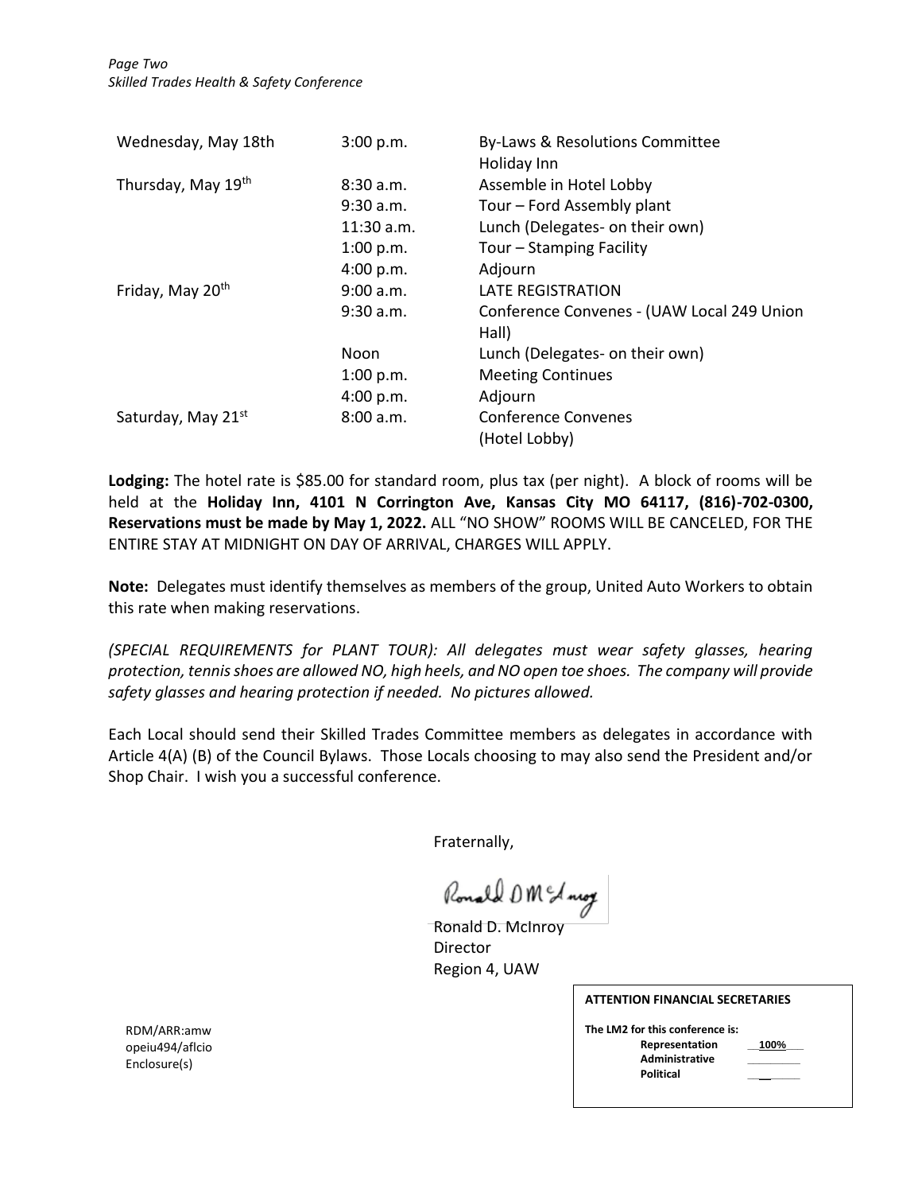| | | |
|---|---|---|
| Wednesday, May 18th | 3:00 p.m. | By-Laws & Resolutions Committee Holiday Inn |
| Thursday, May 19th | 8:30 a.m. | Assemble in Hotel Lobby |
| | 9:30 a.m. | Tour – Ford Assembly plant |
| | 11:30 a.m. | Lunch (Delegates- on their own) |
| | 1:00 p.m. | Tour – Stamping Facility |
| | 4:00 p.m. | Adjourn |
| Friday, May 20th | 9:00 a.m. | LATE REGISTRATION |
| | 9:30 a.m. | Conference Convenes - (UAW Local 249 Union Hall) |
| | Noon | Lunch (Delegates- on their own) |
| | 1:00 p.m. | Meeting Continues |
| | 4:00 p.m. | Adjourn |
| Saturday, May 21st | 8:00 a.m. | Conference Convenes (Hotel Lobby) |

**Lodging:** The hotel rate is $85.00 for standard room, plus tax (per night). A block of rooms will be held at the **Holiday Inn, 4101 N Corrington Ave, Kansas City MO 64117, (816)-702-0300, Reservations must be made by May 1, 2022.** ALL "NO SHOW" ROOMS WILL BE CANCELED, FOR THE ENTIRE STAY AT MIDNIGHT ON DAY OF ARRIVAL, CHARGES WILL APPLY.

**Note:** Delegates must identify themselves as members of the group, United Auto Workers to obtain this rate when making reservations.

*(SPECIAL REQUIREMENTS for PLANT TOUR): All delegates must wear safety glasses, hearing protection, tennis shoes are allowed NO, high heels, and NO open toe shoes. The company will provide safety glasses and hearing protection if needed. No pictures allowed.*

Each Local should send their Skilled Trades Committee members as delegates in accordance with Article 4(A) (B) of the Council Bylaws. Those Locals choosing to may also send the President and/or Shop Chair. I wish you a successful conference.

Fraternally,

Ronald D. McInroy
Director
Region 4, UAW

RDM/ARR:amw
opeiu494/aflcio
Enclosure(s)

**ATTENTION FINANCIAL SECRETARIES**

**The LM2 for this conference is:**

| | |
|---|---|
| **Representation** | **100%** |
| **Administrative** | |
| **Political** | |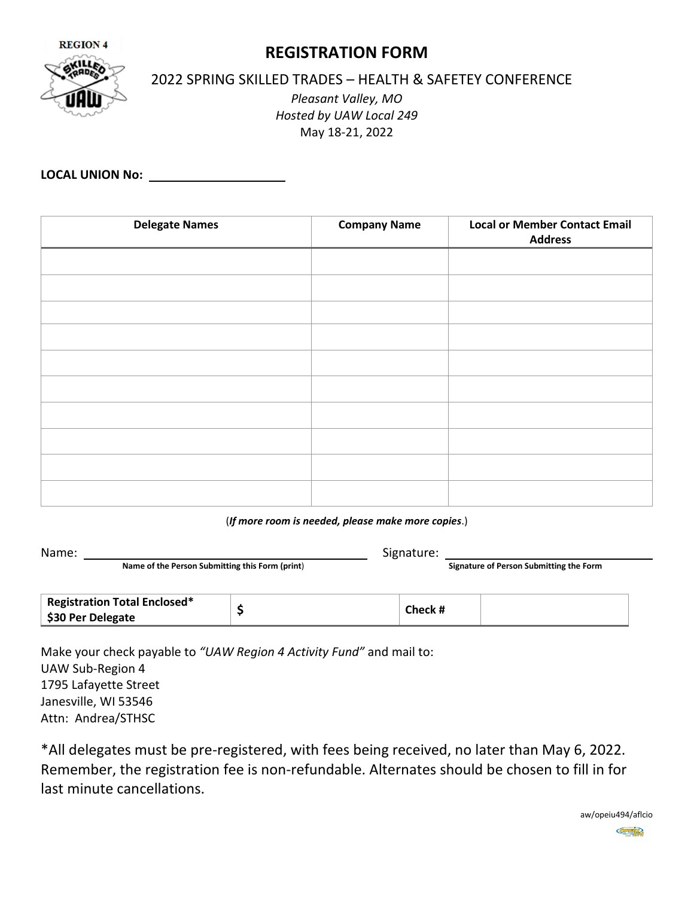# REGISTRATION FORM

2022 SPRING SKILLED TRADES – HEALTH & SAFETEY CONFERENCE

*Pleasant Valley, MO*
*Hosted by UAW Local 249*
May 18-21, 2022

**LOCAL UNION No:** ____________________

| Delegate Names | Company Name | Local or Member Contact Email Address |
|---|---|---|
| | | |
| | | |
| | | |
| | | |
| | | |
| | | |
| | | |
| | | |
| | | |
| | | |

(***If more room is needed, please make more copies***.)

Name: ______________________________ Signature: ______________________________
**Name of the Person Submitting this Form (print)** **Signature of Person Submitting the Form**

| **Registration Total Enclosed\* $30 Per Delegate** | **$** | **Check #** | |
|---|---|---|---|

Make your check payable to *"UAW Region 4 Activity Fund"* and mail to:
UAW Sub-Region 4
1795 Lafayette Street
Janesville, WI 53546
Attn: Andrea/STHSC

*All delegates must be pre-registered, with fees being received, no later than May 6, 2022. Remember, the registration fee is non-refundable. Alternates should be chosen to fill in for last minute cancellations.

aw/opeiu494/aflcio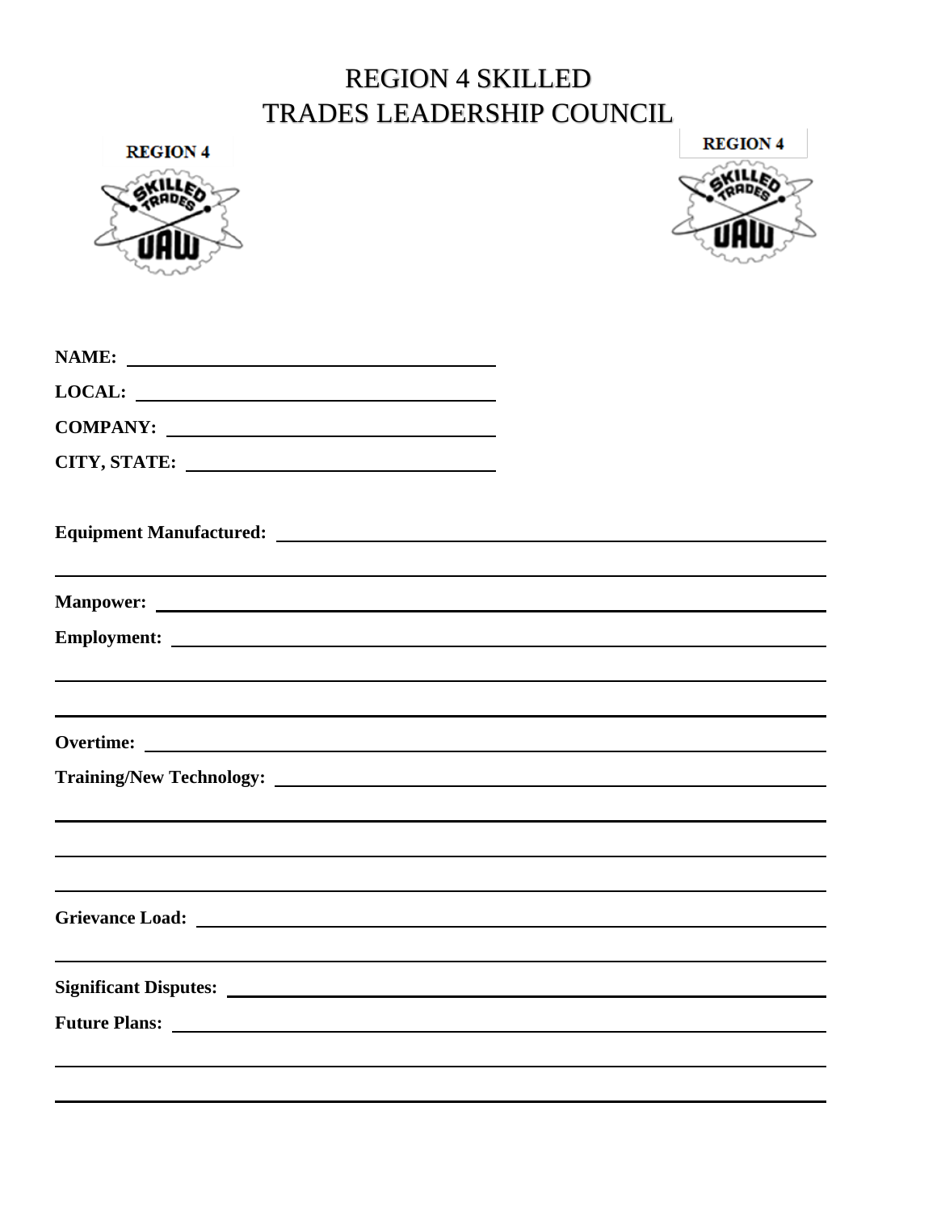# REGION 4 SKILLED TRADES LEADERSHIP COUNCIL

**NAME:** ______________________________

**LOCAL:** ______________________________

**COMPANY:** ______________________________

**CITY, STATE:** ______________________________

**Equipment Manufactured:** ______________________________

______________________________

**Manpower:** ______________________________

**Employment:** ______________________________

______________________________

______________________________

**Overtime:** ______________________________

**Training/New Technology:** ______________________________

______________________________

______________________________

______________________________

**Grievance Load:** ______________________________

______________________________

**Significant Disputes:** ______________________________

**Future Plans:** ______________________________

______________________________

______________________________